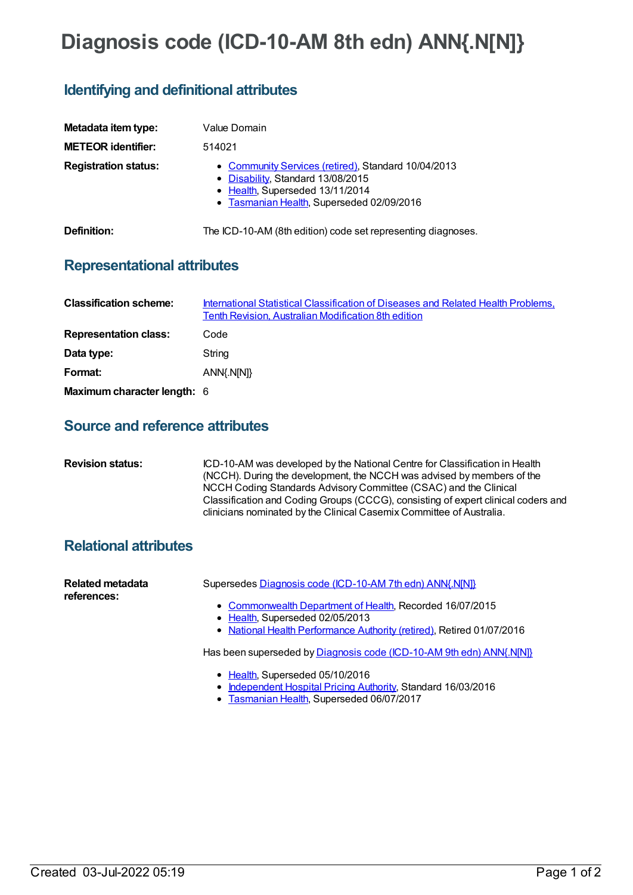# Diagnosis code (ICD-10-AM 8th edn) ANN{.N[N]}

## Identifying and definitional attributes

**Metadata item type:** Value Domain

**METEOR identifier:** 514021

**Registration status:**

- Community Services (retired), Standard 10/04/2013
- Disability, Standard 13/08/2015
- Health, Superseded 13/11/2014
- Tasmanian Health, Superseded 02/09/2016

**Definition:** The ICD-10-AM (8th edition) code set representing diagnoses.

## Representational attributes

**Classification scheme:** International Statistical Classification of Diseases and Related Health Problems, Tenth Revision, Australian Modification 8th edition

**Representation class:** Code

**Data type:** String

**Format:** ANN{.N[N]}

**Maximum character length:** 6

## Source and reference attributes

**Revision status:** ICD-10-AM was developed by the National Centre for Classification in Health (NCCH). During the development, the NCCH was advised by members of the NCCH Coding Standards Advisory Committee (CSAC) and the Clinical Classification and Coding Groups (CCCG), consisting of expert clinical coders and clinicians nominated by the Clinical Casemix Committee of Australia.

## Relational attributes

**Related metadata references:**

Supersedes Diagnosis code (ICD-10-AM 7th edn) ANN{.N[N]}

- Commonwealth Department of Health, Recorded 16/07/2015
- Health, Superseded 02/05/2013
- National Health Performance Authority (retired), Retired 01/07/2016

Has been superseded by Diagnosis code (ICD-10-AM 9th edn) ANN{.N[N]}

- Health, Superseded 05/10/2016
- Independent Hospital Pricing Authority, Standard 16/03/2016
- Tasmanian Health, Superseded 06/07/2017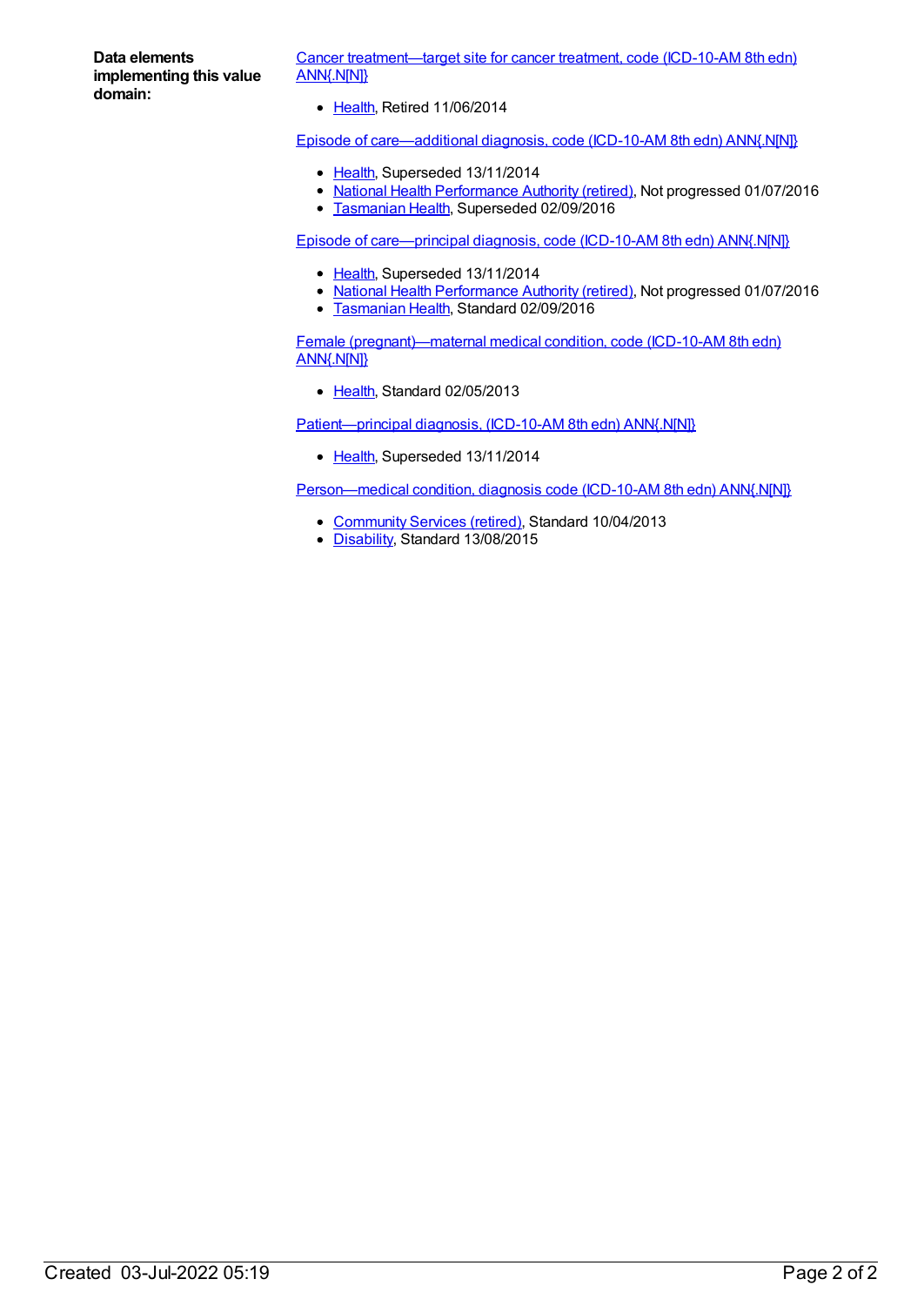**Data elements implementing this value domain:**

Cancer treatment—target site for cancer treatment, code (ICD-10-AM 8th edn) ANN{.N[N]}

- Health, Retired 11/06/2014

Episode of care—additional diagnosis, code (ICD-10-AM 8th edn) ANN{.N[N]}

- Health, Superseded 13/11/2014
- National Health Performance Authority (retired), Not progressed 01/07/2016
- Tasmanian Health, Superseded 02/09/2016

Episode of care—principal diagnosis, code (ICD-10-AM 8th edn) ANN{.N[N]}

- Health, Superseded 13/11/2014
- National Health Performance Authority (retired), Not progressed 01/07/2016
- Tasmanian Health, Standard 02/09/2016

Female (pregnant)—maternal medical condition, code (ICD-10-AM 8th edn) ANN{.N[N]}

- Health, Standard 02/05/2013

Patient—principal diagnosis, (ICD-10-AM 8th edn) ANN{.N[N]}

- Health, Superseded 13/11/2014

Person—medical condition, diagnosis code (ICD-10-AM 8th edn) ANN{.N[N]}

- Community Services (retired), Standard 10/04/2013
- Disability, Standard 13/08/2015